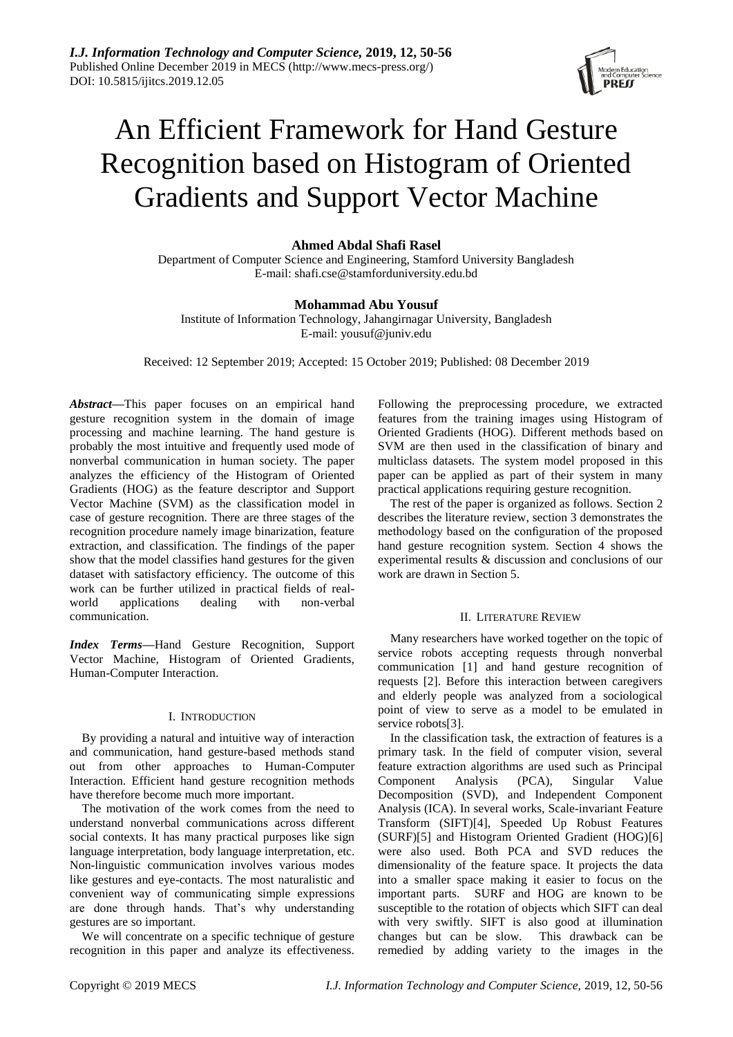# An Efficient Framework for Hand Gesture Recognition based on Histogram of Oriented Gradients and Support Vector Machine

**Ahmed Abdal Shafi Rasel**

Department of Computer Science and Engineering, Stamford University Bangladesh
E-mail: shafi.cse@stamforduniversity.edu.bd

**Mohammad Abu Yousuf**

Institute of Information Technology, Jahangirnagar University, Bangladesh
E-mail: yousuf@juniv.edu

Received: 12 September 2019; Accepted: 15 October 2019; Published: 08 December 2019

***Abstract*—**This paper focuses on an empirical hand gesture recognition system in the domain of image processing and machine learning. The hand gesture is probably the most intuitive and frequently used mode of nonverbal communication in human society. The paper analyzes the efficiency of the Histogram of Oriented Gradients (HOG) as the feature descriptor and Support Vector Machine (SVM) as the classification model in case of gesture recognition. There are three stages of the recognition procedure namely image binarization, feature extraction, and classification. The findings of the paper show that the model classifies hand gestures for the given dataset with satisfactory efficiency. The outcome of this work can be further utilized in practical fields of real-world applications dealing with non-verbal communication.

***Index Terms*—**Hand Gesture Recognition, Support Vector Machine, Histogram of Oriented Gradients, Human-Computer Interaction.

## I. Introduction

By providing a natural and intuitive way of interaction and communication, hand gesture-based methods stand out from other approaches to Human-Computer Interaction. Efficient hand gesture recognition methods have therefore become much more important.

The motivation of the work comes from the need to understand nonverbal communications across different social contexts. It has many practical purposes like sign language interpretation, body language interpretation, etc. Non-linguistic communication involves various modes like gestures and eye-contacts. The most naturalistic and convenient way of communicating simple expressions are done through hands. That's why understanding gestures are so important.

We will concentrate on a specific technique of gesture recognition in this paper and analyze its effectiveness. Following the preprocessing procedure, we extracted features from the training images using Histogram of Oriented Gradients (HOG). Different methods based on SVM are then used in the classification of binary and multiclass datasets. The system model proposed in this paper can be applied as part of their system in many practical applications requiring gesture recognition.

The rest of the paper is organized as follows. Section 2 describes the literature review, section 3 demonstrates the methodology based on the configuration of the proposed hand gesture recognition system. Section 4 shows the experimental results & discussion and conclusions of our work are drawn in Section 5.

## II. Literature Review

Many researchers have worked together on the topic of service robots accepting requests through nonverbal communication [1] and hand gesture recognition of requests [2]. Before this interaction between caregivers and elderly people was analyzed from a sociological point of view to serve as a model to be emulated in service robots[3].

In the classification task, the extraction of features is a primary task. In the field of computer vision, several feature extraction algorithms are used such as Principal Component Analysis (PCA), Singular Value Decomposition (SVD), and Independent Component Analysis (ICA). In several works, Scale-invariant Feature Transform (SIFT)[4], Speeded Up Robust Features (SURF)[5] and Histogram Oriented Gradient (HOG)[6] were also used. Both PCA and SVD reduces the dimensionality of the feature space. It projects the data into a smaller space making it easier to focus on the important parts. SURF and HOG are known to be susceptible to the rotation of objects which SIFT can deal with very swiftly. SIFT is also good at illumination changes but can be slow. This drawback can be remedied by adding variety to the images in the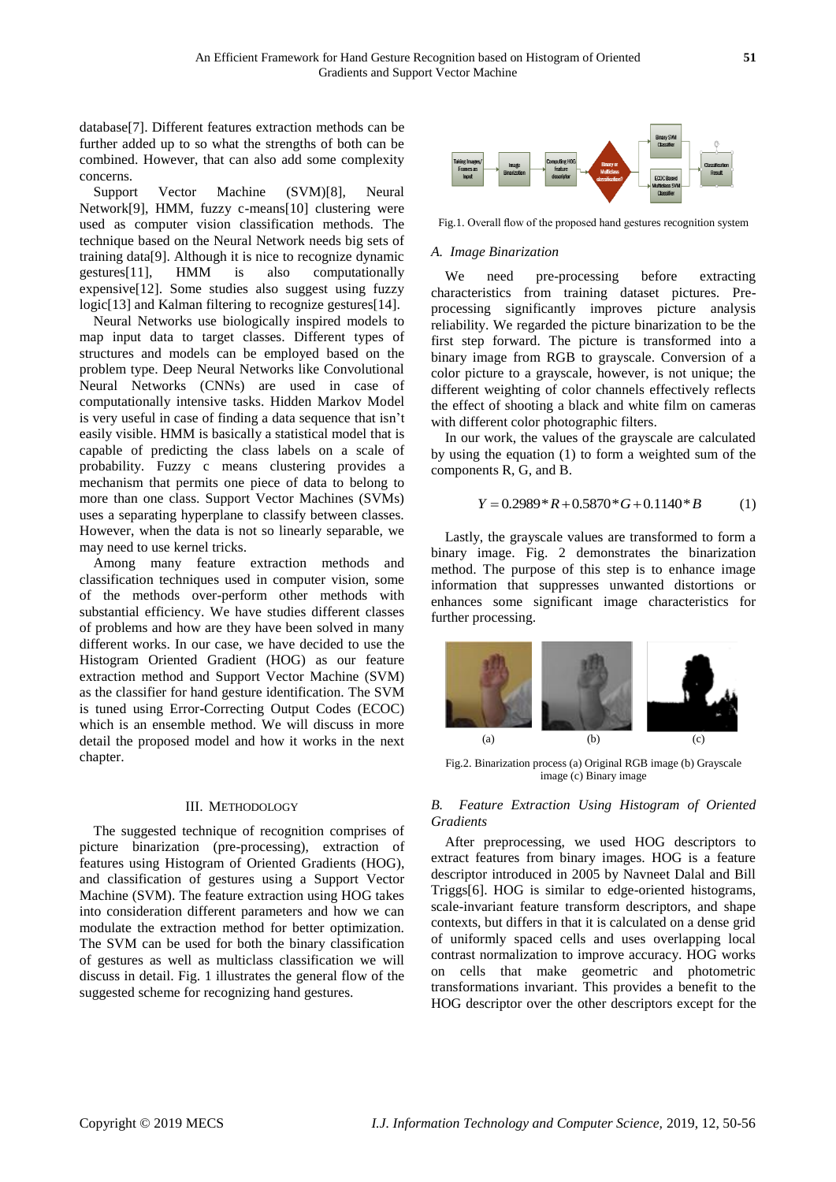database[7]. Different features extraction methods can be further added up to so what the strengths of both can be combined. However, that can also add some complexity concerns.

Support Vector Machine (SVM)[8], Neural Network[9], HMM, fuzzy c-means[10] clustering were used as computer vision classification methods. The technique based on the Neural Network needs big sets of training data[9]. Although it is nice to recognize dynamic gestures[11], HMM is also computationally expensive[12]. Some studies also suggest using fuzzy logic[13] and Kalman filtering to recognize gestures[14].

Neural Networks use biologically inspired models to map input data to target classes. Different types of structures and models can be employed based on the problem type. Deep Neural Networks like Convolutional Neural Networks (CNNs) are used in case of computationally intensive tasks. Hidden Markov Model is very useful in case of finding a data sequence that isn't easily visible. HMM is basically a statistical model that is capable of predicting the class labels on a scale of probability. Fuzzy c means clustering provides a mechanism that permits one piece of data to belong to more than one class. Support Vector Machines (SVMs) uses a separating hyperplane to classify between classes. However, when the data is not so linearly separable, we may need to use kernel tricks.

Among many feature extraction methods and classification techniques used in computer vision, some of the methods over-perform other methods with substantial efficiency. We have studies different classes of problems and how are they have been solved in many different works. In our case, we have decided to use the Histogram Oriented Gradient (HOG) as our feature extraction method and Support Vector Machine (SVM) as the classifier for hand gesture identification. The SVM is tuned using Error-Correcting Output Codes (ECOC) which is an ensemble method. We will discuss in more detail the proposed model and how it works in the next chapter.

## III. Methodology

The suggested technique of recognition comprises of picture binarization (pre-processing), extraction of features using Histogram of Oriented Gradients (HOG), and classification of gestures using a Support Vector Machine (SVM). The feature extraction using HOG takes into consideration different parameters and how we can modulate the extraction method for better optimization. The SVM can be used for both the binary classification of gestures as well as multiclass classification we will discuss in detail. Fig. 1 illustrates the general flow of the suggested scheme for recognizing hand gestures.

Fig.1. Overall flow of the proposed hand gestures recognition system

### A. Image Binarization

We need pre-processing before extracting characteristics from training dataset pictures. Pre-processing significantly improves picture analysis reliability. We regarded the picture binarization to be the first step forward. The picture is transformed into a binary image from RGB to grayscale. Conversion of a color picture to a grayscale, however, is not unique; the different weighting of color channels effectively reflects the effect of shooting a black and white film on cameras with different color photographic filters.

In our work, the values of the grayscale are calculated by using the equation (1) to form a weighted sum of the components R, G, and B.

$$Y = 0.2989 * R + 0.5870 * G + 0.1140 * B \qquad (1)$$

Lastly, the grayscale values are transformed to form a binary image. Fig. 2 demonstrates the binarization method. The purpose of this step is to enhance image information that suppresses unwanted distortions or enhances some significant image characteristics for further processing.

Fig.2. Binarization process (a) Original RGB image (b) Grayscale image (c) Binary image

### B. Feature Extraction Using Histogram of Oriented Gradients

After preprocessing, we used HOG descriptors to extract features from binary images. HOG is a feature descriptor introduced in 2005 by Navneet Dalal and Bill Triggs[6]. HOG is similar to edge-oriented histograms, scale-invariant feature transform descriptors, and shape contexts, but differs in that it is calculated on a dense grid of uniformly spaced cells and uses overlapping local contrast normalization to improve accuracy. HOG works on cells that make geometric and photometric transformations invariant. This provides a benefit to the HOG descriptor over the other descriptors except for the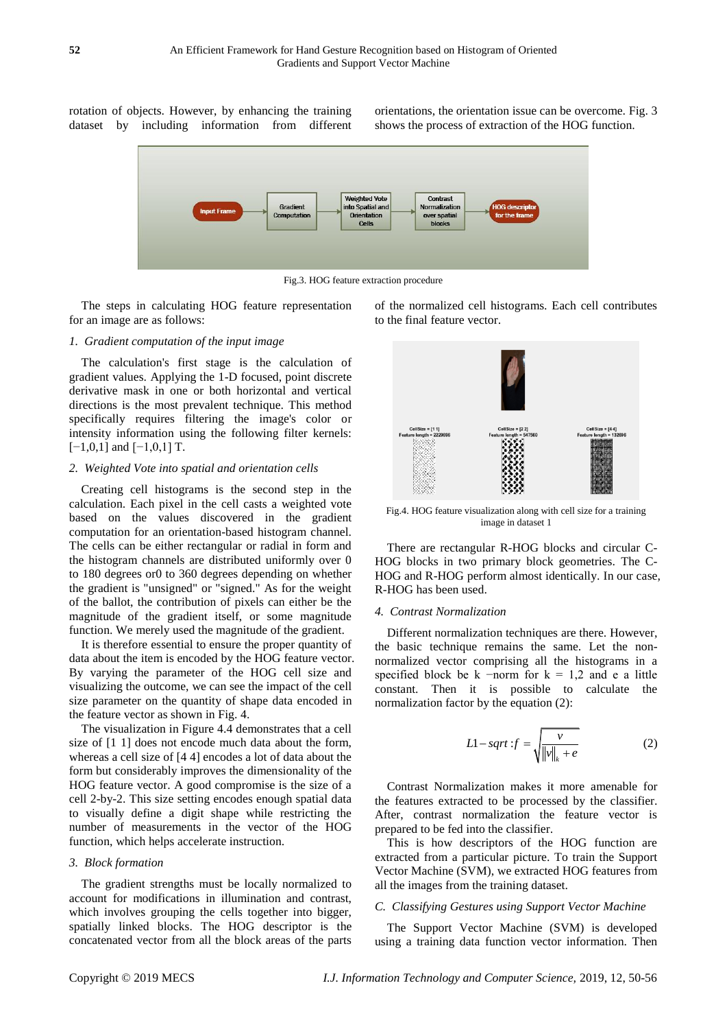rotation of objects. However, by enhancing the training dataset by including information from different orientations, the orientation issue can be overcome. Fig. 3 shows the process of extraction of the HOG function.

Fig.3. HOG feature extraction procedure

The steps in calculating HOG feature representation for an image are as follows:

*1. Gradient computation of the input image*

The calculation's first stage is the calculation of gradient values. Applying the 1-D focused, point discrete derivative mask in one or both horizontal and vertical directions is the most prevalent technique. This method specifically requires filtering the image's color or intensity information using the following filter kernels: [−1,0,1] and [−1,0,1] T.

*2. Weighted Vote into spatial and orientation cells*

Creating cell histograms is the second step in the calculation. Each pixel in the cell casts a weighted vote based on the values discovered in the gradient computation for an orientation-based histogram channel. The cells can be either rectangular or radial in form and the histogram channels are distributed uniformly over 0 to 180 degrees or0 to 360 degrees depending on whether the gradient is "unsigned" or "signed." As for the weight of the ballot, the contribution of pixels can either be the magnitude of the gradient itself, or some magnitude function. We merely used the magnitude of the gradient.

It is therefore essential to ensure the proper quantity of data about the item is encoded by the HOG feature vector. By varying the parameter of the HOG cell size and visualizing the outcome, we can see the impact of the cell size parameter on the quantity of shape data encoded in the feature vector as shown in Fig. 4.

The visualization in Figure 4.4 demonstrates that a cell size of [1 1] does not encode much data about the form, whereas a cell size of [4 4] encodes a lot of data about the form but considerably improves the dimensionality of the HOG feature vector. A good compromise is the size of a cell 2-by-2. This size setting encodes enough spatial data to visually define a digit shape while restricting the number of measurements in the vector of the HOG function, which helps accelerate instruction.

*3. Block formation*

The gradient strengths must be locally normalized to account for modifications in illumination and contrast, which involves grouping the cells together into bigger, spatially linked blocks. The HOG descriptor is the concatenated vector from all the block areas of the parts of the normalized cell histograms. Each cell contributes to the final feature vector.

Fig.4. HOG feature visualization along with cell size for a training image in dataset 1

There are rectangular R-HOG blocks and circular C-HOG blocks in two primary block geometries. The C-HOG and R-HOG perform almost identically. In our case, R-HOG has been used.

*4. Contrast Normalization*

Different normalization techniques are there. However, the basic technique remains the same. Let the non-normalized vector comprising all the histograms in a specified block be k −norm for k = 1,2 and e a little constant. Then it is possible to calculate the normalization factor by the equation (2):

$$L1-sqrt: f = \sqrt{\frac{v}{\|v\|_k + e}} \tag{2}$$

Contrast Normalization makes it more amenable for the features extracted to be processed by the classifier. After, contrast normalization the feature vector is prepared to be fed into the classifier.

This is how descriptors of the HOG function are extracted from a particular picture. To train the Support Vector Machine (SVM), we extracted HOG features from all the images from the training dataset.

### *C. Classifying Gestures using Support Vector Machine*

The Support Vector Machine (SVM) is developed using a training data function vector information. Then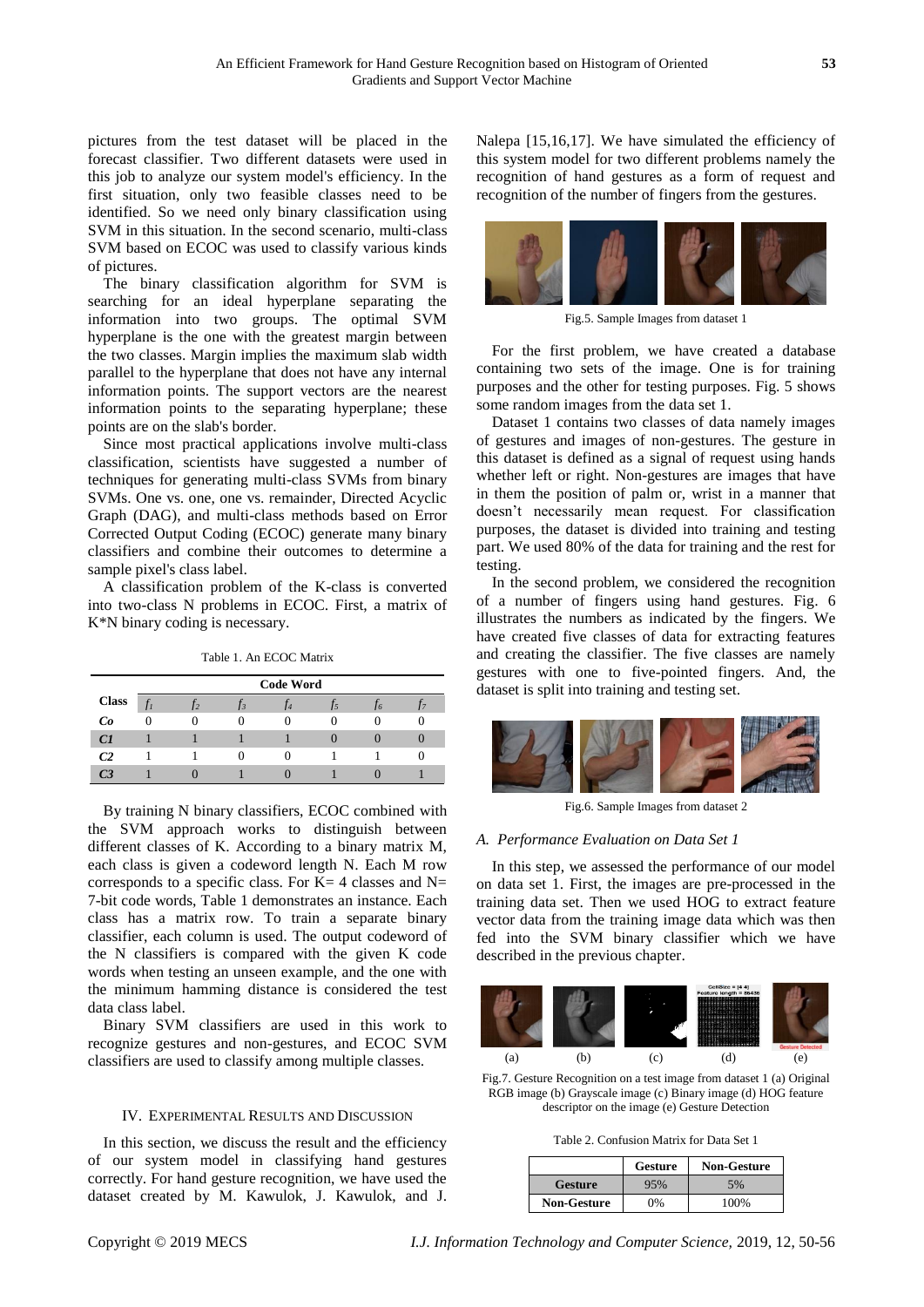pictures from the test dataset will be placed in the forecast classifier. Two different datasets were used in this job to analyze our system model's efficiency. In the first situation, only two feasible classes need to be identified. So we need only binary classification using SVM in this situation. In the second scenario, multi-class SVM based on ECOC was used to classify various kinds of pictures.

The binary classification algorithm for SVM is searching for an ideal hyperplane separating the information into two groups. The optimal SVM hyperplane is the one with the greatest margin between the two classes. Margin implies the maximum slab width parallel to the hyperplane that does not have any internal information points. The support vectors are the nearest information points to the separating hyperplane; these points are on the slab's border.

Since most practical applications involve multi-class classification, scientists have suggested a number of techniques for generating multi-class SVMs from binary SVMs. One vs. one, one vs. remainder, Directed Acyclic Graph (DAG), and multi-class methods based on Error Corrected Output Coding (ECOC) generate many binary classifiers and combine their outcomes to determine a sample pixel's class label.

A classification problem of the K-class is converted into two-class N problems in ECOC. First, a matrix of K*N binary coding is necessary.

Table 1. An ECOC Matrix

| Class | Code Word | | | | | | |
|---|---|---|---|---|---|---|---|
| | $f_1$ | $f_2$ | $f_3$ | $f_4$ | $f_5$ | $f_6$ | $f_7$ |
| ***Co*** | 0 | 0 | 0 | 0 | 0 | 0 | 0 |
| ***C1*** | 1 | 1 | 1 | 1 | 0 | 0 | 0 |
| ***C2*** | 1 | 1 | 0 | 0 | 1 | 1 | 0 |
| ***C3*** | 1 | 0 | 1 | 0 | 1 | 0 | 1 |

By training N binary classifiers, ECOC combined with the SVM approach works to distinguish between different classes of K. According to a binary matrix M, each class is given a codeword length N. Each M row corresponds to a specific class. For K= 4 classes and N= 7-bit code words, Table 1 demonstrates an instance. Each class has a matrix row. To train a separate binary classifier, each column is used. The output codeword of the N classifiers is compared with the given K code words when testing an unseen example, and the one with the minimum hamming distance is considered the test data class label.

Binary SVM classifiers are used in this work to recognize gestures and non-gestures, and ECOC SVM classifiers are used to classify among multiple classes.

## IV. Experimental Results and Discussion

In this section, we discuss the result and the efficiency of our system model in classifying hand gestures correctly. For hand gesture recognition, we have used the dataset created by M. Kawulok, J. Kawulok, and J. Nalepa [15,16,17]. We have simulated the efficiency of this system model for two different problems namely the recognition of hand gestures as a form of request and recognition of the number of fingers from the gestures.

Fig.5. Sample Images from dataset 1

For the first problem, we have created a database containing two sets of the image. One is for training purposes and the other for testing purposes. Fig. 5 shows some random images from the data set 1.

Dataset 1 contains two classes of data namely images of gestures and images of non-gestures. The gesture in this dataset is defined as a signal of request using hands whether left or right. Non-gestures are images that have in them the position of palm or, wrist in a manner that doesn't necessarily mean request. For classification purposes, the dataset is divided into training and testing part. We used 80% of the data for training and the rest for testing.

In the second problem, we considered the recognition of a number of fingers using hand gestures. Fig. 6 illustrates the numbers as indicated by the fingers. We have created five classes of data for extracting features and creating the classifier. The five classes are namely gestures with one to five-pointed fingers. And, the dataset is split into training and testing set.

Fig.6. Sample Images from dataset 2

### A. Performance Evaluation on Data Set 1

In this step, we assessed the performance of our model on data set 1. First, the images are pre-processed in the training data set. Then we used HOG to extract feature vector data from the training image data which was then fed into the SVM binary classifier which we have described in the previous chapter.

Fig.7. Gesture Recognition on a test image from dataset 1 (a) Original RGB image (b) Grayscale image (c) Binary image (d) HOG feature descriptor on the image (e) Gesture Detection

Table 2. Confusion Matrix for Data Set 1

| | Gesture | Non-Gesture |
|---|---|---|
| **Gesture** | 95% | 5% |
| **Non-Gesture** | 0% | 100% |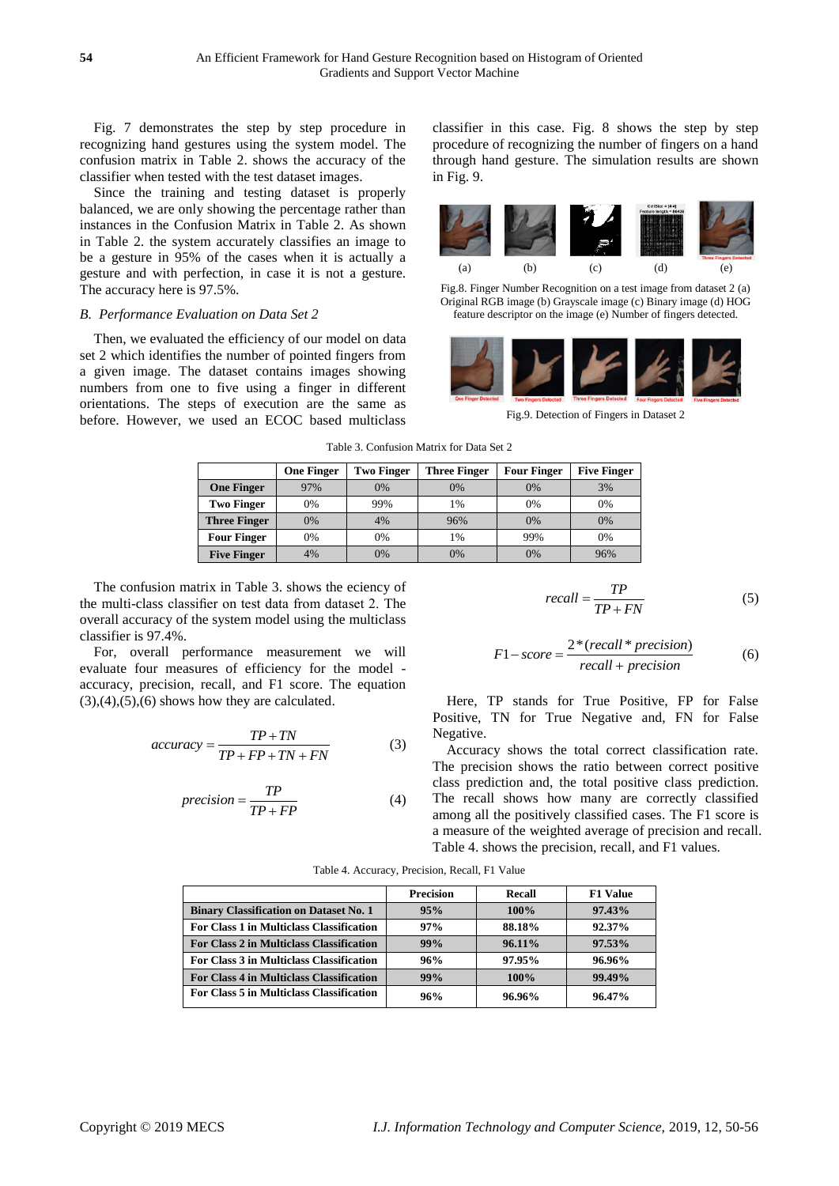Fig. 7 demonstrates the step by step procedure in recognizing hand gestures using the system model. The confusion matrix in Table 2. shows the accuracy of the classifier when tested with the test dataset images.

Since the training and testing dataset is properly balanced, we are only showing the percentage rather than instances in the Confusion Matrix in Table 2. As shown in Table 2. the system accurately classifies an image to be a gesture in 95% of the cases when it is actually a gesture and with perfection, in case it is not a gesture. The accuracy here is 97.5%.

### B. Performance Evaluation on Data Set 2

Then, we evaluated the efficiency of our model on data set 2 which identifies the number of pointed fingers from a given image. The dataset contains images showing numbers from one to five using a finger in different orientations. The steps of execution are the same as before. However, we used an ECOC based multiclass classifier in this case. Fig. 8 shows the step by step procedure of recognizing the number of fingers on a hand through hand gesture. The simulation results are shown in Fig. 9.

(a) (b) (c) (d) (e)

Fig.8. Finger Number Recognition on a test image from dataset 2 (a) Original RGB image (b) Grayscale image (c) Binary image (d) HOG feature descriptor on the image (e) Number of fingers detected.

Fig.9. Detection of Fingers in Dataset 2

Table 3. Confusion Matrix for Data Set 2

| | One Finger | Two Finger | Three Finger | Four Finger | Five Finger |
|---|---|---|---|---|---|
| **One Finger** | 97% | 0% | 0% | 0% | 3% |
| **Two Finger** | 0% | 99% | 1% | 0% | 0% |
| **Three Finger** | 0% | 4% | 96% | 0% | 0% |
| **Four Finger** | 0% | 0% | 1% | 99% | 0% |
| **Five Finger** | 4% | 0% | 0% | 0% | 96% |

The confusion matrix in Table 3. shows the eiency of the multi-class classifier on test data from dataset 2. The overall accuracy of the system model using the multiclass classifier is 97.4%.

For, overall performance measurement we will evaluate four measures of efficiency for the model - accuracy, precision, recall, and F1 score. The equation (3),(4),(5),(6) shows how they are calculated.

$$accuracy = \frac{TP + TN}{TP + FP + TN + FN} \quad (3)$$

$$precision = \frac{TP}{TP + FP} \quad (4)$$

$$recall = \frac{TP}{TP + FN} \quad (5)$$

$$F1 - score = \frac{2 * (recall * precision)}{recall + precision} \quad (6)$$

Here, TP stands for True Positive, FP for False Positive, TN for True Negative and, FN for False Negative.

Accuracy shows the total correct classification rate. The precision shows the ratio between correct positive class prediction and, the total positive class prediction. The recall shows how many are correctly classified among all the positively classified cases. The F1 score is a measure of the weighted average of precision and recall. Table 4. shows the precision, recall, and F1 values.

Table 4. Accuracy, Precision, Recall, F1 Value

| | Precision | Recall | F1 Value |
|---|---|---|---|
| **Binary Classification on Dataset No. 1** | **95%** | **100%** | **97.43%** |
| **For Class 1 in Multiclass Classification** | **97%** | **88.18%** | **92.37%** |
| **For Class 2 in Multiclass Classification** | **99%** | **96.11%** | **97.53%** |
| **For Class 3 in Multiclass Classification** | **96%** | **97.95%** | **96.96%** |
| **For Class 4 in Multiclass Classification** | **99%** | **100%** | **99.49%** |
| **For Class 5 in Multiclass Classification** | **96%** | **96.96%** | **96.47%** |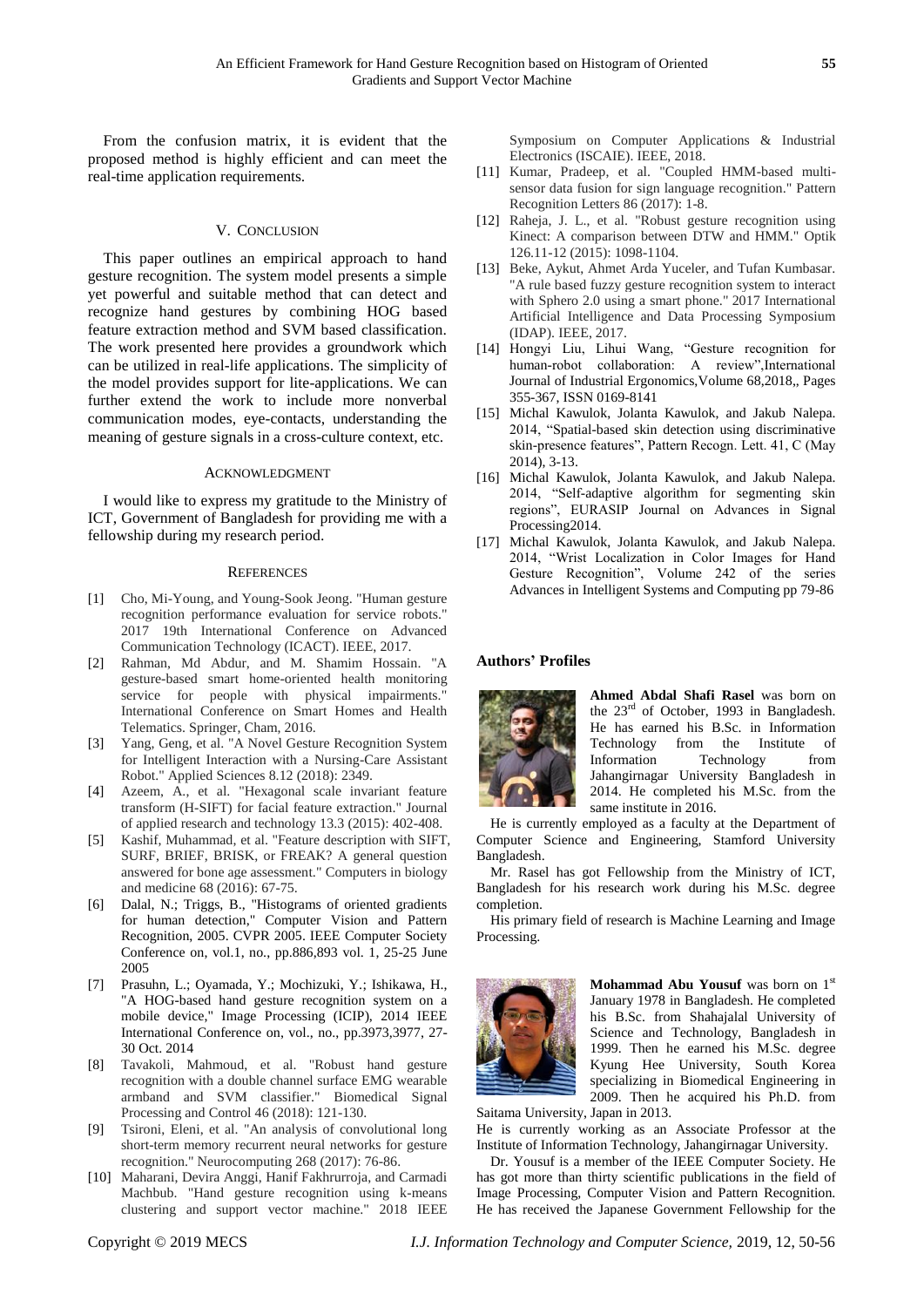From the confusion matrix, it is evident that the proposed method is highly efficient and can meet the real-time application requirements.

## V. Conclusion

This paper outlines an empirical approach to hand gesture recognition. The system model presents a simple yet powerful and suitable method that can detect and recognize hand gestures by combining HOG based feature extraction method and SVM based classification. The work presented here provides a groundwork which can be utilized in real-life applications. The simplicity of the model provides support for lite-applications. We can further extend the work to include more nonverbal communication modes, eye-contacts, understanding the meaning of gesture signals in a cross-culture context, etc.

## Acknowledgment

I would like to express my gratitude to the Ministry of ICT, Government of Bangladesh for providing me with a fellowship during my research period.

## References

[1] Cho, Mi-Young, and Young-Sook Jeong. "Human gesture recognition performance evaluation for service robots." 2017 19th International Conference on Advanced Communication Technology (ICACT). IEEE, 2017.

[2] Rahman, Md Abdur, and M. Shamim Hossain. "A gesture-based smart home-oriented health monitoring service for people with physical impairments." International Conference on Smart Homes and Health Telematics. Springer, Cham, 2016.

[3] Yang, Geng, et al. "A Novel Gesture Recognition System for Intelligent Interaction with a Nursing-Care Assistant Robot." Applied Sciences 8.12 (2018): 2349.

[4] Azeem, A., et al. "Hexagonal scale invariant feature transform (H-SIFT) for facial feature extraction." Journal of applied research and technology 13.3 (2015): 402-408.

[5] Kashif, Muhammad, et al. "Feature description with SIFT, SURF, BRIEF, BRISK, or FREAK? A general question answered for bone age assessment." Computers in biology and medicine 68 (2016): 67-75.

[6] Dalal, N.; Triggs, B., "Histograms of oriented gradients for human detection," Computer Vision and Pattern Recognition, 2005. CVPR 2005. IEEE Computer Society Conference on, vol.1, no., pp.886,893 vol. 1, 25-25 June 2005

[7] Prasuhn, L.; Oyamada, Y.; Mochizuki, Y.; Ishikawa, H., "A HOG-based hand gesture recognition system on a mobile device," Image Processing (ICIP), 2014 IEEE International Conference on, vol., no., pp.3973,3977, 27-30 Oct. 2014

[8] Tavakoli, Mahmoud, et al. "Robust hand gesture recognition with a double channel surface EMG wearable armband and SVM classifier." Biomedical Signal Processing and Control 46 (2018): 121-130.

[9] Tsironi, Eleni, et al. "An analysis of convolutional long short-term memory recurrent neural networks for gesture recognition." Neurocomputing 268 (2017): 76-86.

[10] Maharani, Devira Anggi, Hanif Fakhrurroja, and Carmadi Machbub. "Hand gesture recognition using k-means clustering and support vector machine." 2018 IEEE Symposium on Computer Applications & Industrial Electronics (ISCAIE). IEEE, 2018.

[11] Kumar, Pradeep, et al. "Coupled HMM-based multi-sensor data fusion for sign language recognition." Pattern Recognition Letters 86 (2017): 1-8.

[12] Raheja, J. L., et al. "Robust gesture recognition using Kinect: A comparison between DTW and HMM." Optik 126.11-12 (2015): 1098-1104.

[13] Beke, Aykut, Ahmet Arda Yuceler, and Tufan Kumbasar. "A rule based fuzzy gesture recognition system to interact with Sphero 2.0 using a smart phone." 2017 International Artificial Intelligence and Data Processing Symposium (IDAP). IEEE, 2017.

[14] Hongyi Liu, Lihui Wang, "Gesture recognition for human-robot collaboration: A review",International Journal of Industrial Ergonomics,Volume 68,2018,, Pages 355-367, ISSN 0169-8141

[15] Michal Kawulok, Jolanta Kawulok, and Jakub Nalepa. 2014, "Spatial-based skin detection using discriminative skin-presence features", Pattern Recogn. Lett. 41, C (May 2014), 3-13.

[16] Michal Kawulok, Jolanta Kawulok, and Jakub Nalepa. 2014, "Self-adaptive algorithm for segmenting skin regions", EURASIP Journal on Advances in Signal Processing2014.

[17] Michal Kawulok, Jolanta Kawulok, and Jakub Nalepa. 2014, "Wrist Localization in Color Images for Hand Gesture Recognition", Volume 242 of the series Advances in Intelligent Systems and Computing pp 79-86

### Authors' Profiles

**Ahmed Abdal Shafi Rasel** was born on the 23rd of October, 1993 in Bangladesh. He has earned his B.Sc. in Information Technology from the Institute of Information Technology from Jahangirnagar University Bangladesh in 2014. He completed his M.Sc. from the same institute in 2016.

He is currently employed as a faculty at the Department of Computer Science and Engineering, Stamford University Bangladesh.

Mr. Rasel has got Fellowship from the Ministry of ICT, Bangladesh for his research work during his M.Sc. degree completion.

His primary field of research is Machine Learning and Image Processing.

**Mohammad Abu Yousuf** was born on 1st January 1978 in Bangladesh. He completed his B.Sc. from Shahajalal University of Science and Technology, Bangladesh in 1999. Then he earned his M.Sc. degree Kyung Hee University, South Korea specializing in Biomedical Engineering in 2009. Then he acquired his Ph.D. from Saitama University, Japan in 2013.

He is currently working as an Associate Professor at the Institute of Information Technology, Jahangirnagar University.

Dr. Yousuf is a member of the IEEE Computer Society. He has got more than thirty scientific publications in the field of Image Processing, Computer Vision and Pattern Recognition. He has received the Japanese Government Fellowship for the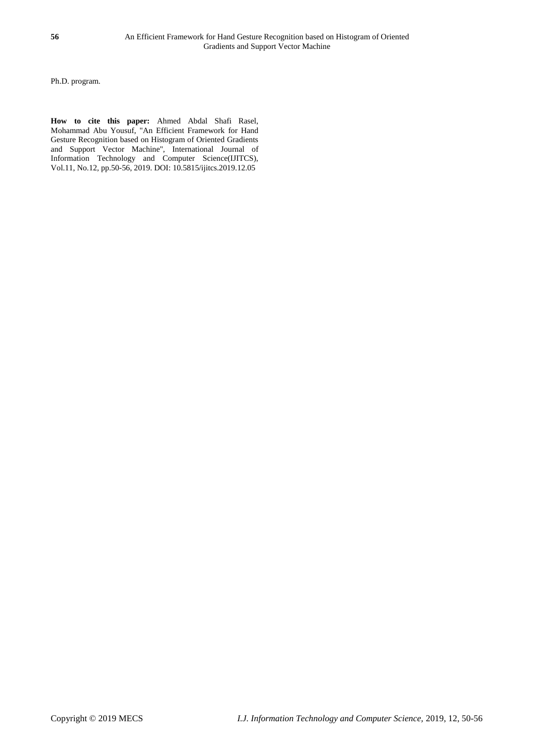Ph.D. program.

**How to cite this paper:** Ahmed Abdal Shafi Rasel, Mohammad Abu Yousuf, "An Efficient Framework for Hand Gesture Recognition based on Histogram of Oriented Gradients and Support Vector Machine", International Journal of Information Technology and Computer Science(IJITCS), Vol.11, No.12, pp.50-56, 2019. DOI: 10.5815/ijitcs.2019.12.05